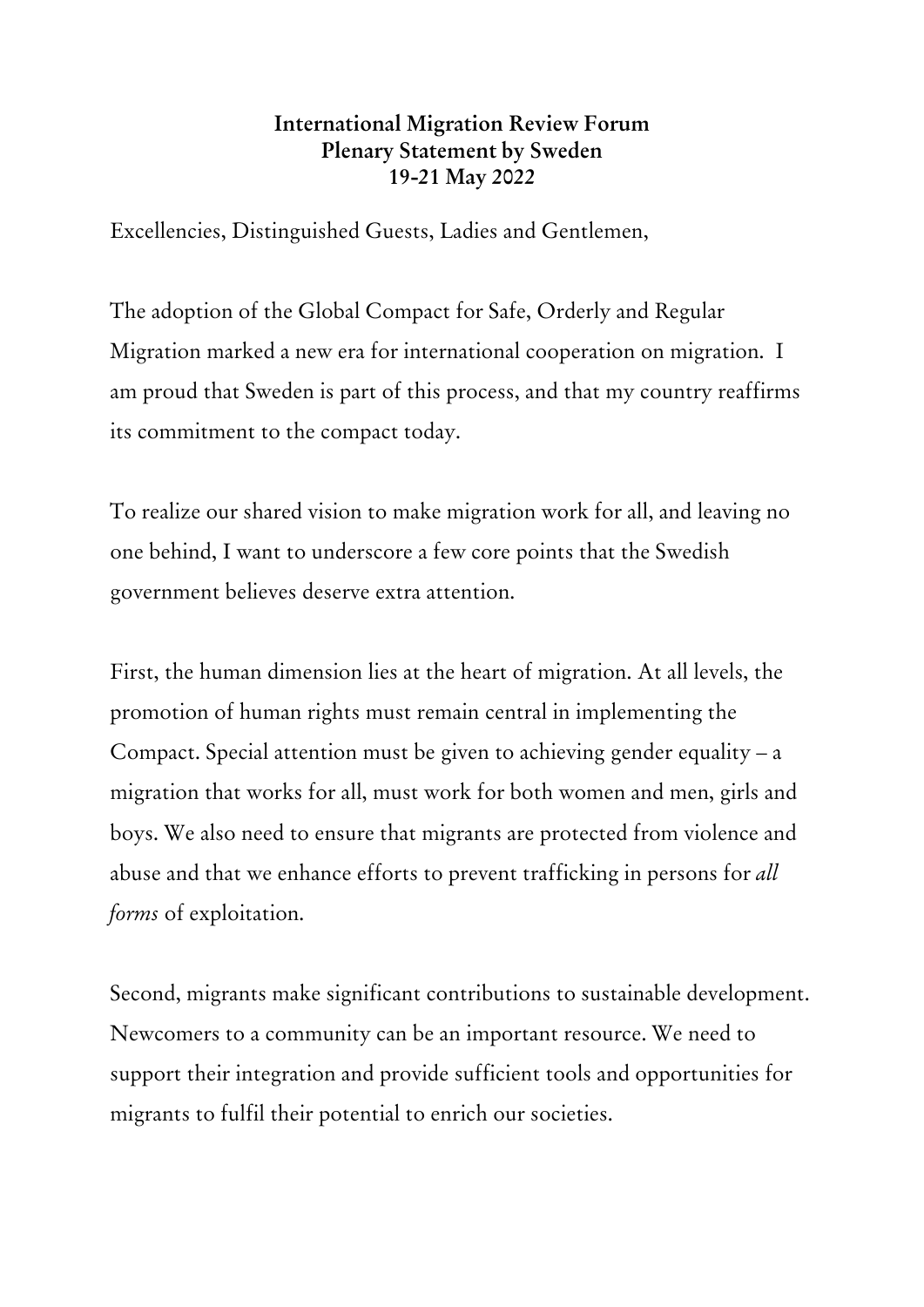**International Migration Review Forum**
**Plenary Statement by Sweden**
**19-21 May 2022**

Excellencies, Distinguished Guests, Ladies and Gentlemen,

The adoption of the Global Compact for Safe, Orderly and Regular Migration marked a new era for international cooperation on migration. I am proud that Sweden is part of this process, and that my country reaffirms its commitment to the compact today.

To realize our shared vision to make migration work for all, and leaving no one behind, I want to underscore a few core points that the Swedish government believes deserve extra attention.

First, the human dimension lies at the heart of migration. At all levels, the promotion of human rights must remain central in implementing the Compact. Special attention must be given to achieving gender equality – a migration that works for all, must work for both women and men, girls and boys. We also need to ensure that migrants are protected from violence and abuse and that we enhance efforts to prevent trafficking in persons for *all forms* of exploitation.

Second, migrants make significant contributions to sustainable development. Newcomers to a community can be an important resource. We need to support their integration and provide sufficient tools and opportunities for migrants to fulfil their potential to enrich our societies.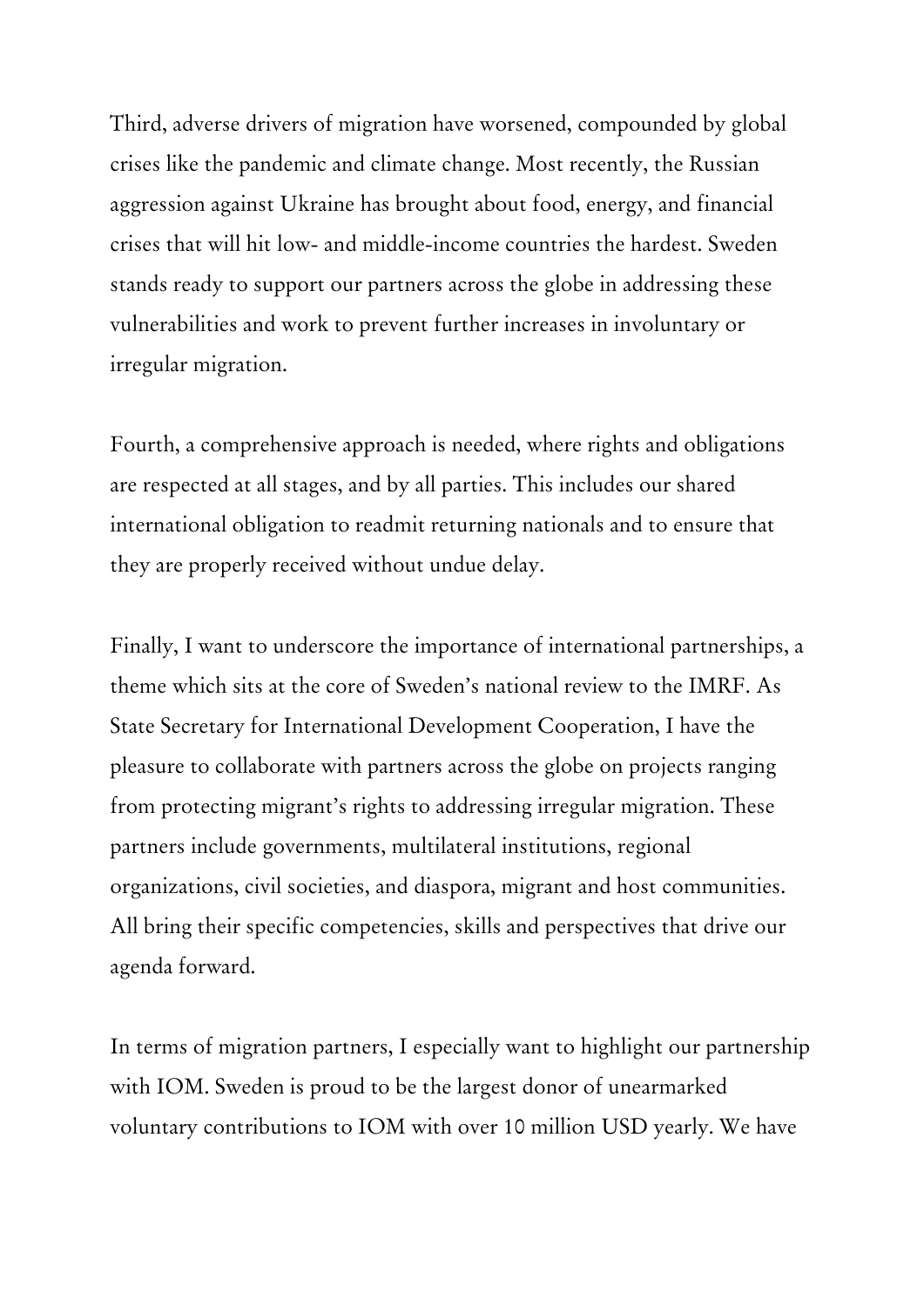Third, adverse drivers of migration have worsened, compounded by global crises like the pandemic and climate change. Most recently, the Russian aggression against Ukraine has brought about food, energy, and financial crises that will hit low- and middle-income countries the hardest. Sweden stands ready to support our partners across the globe in addressing these vulnerabilities and work to prevent further increases in involuntary or irregular migration.

Fourth, a comprehensive approach is needed, where rights and obligations are respected at all stages, and by all parties. This includes our shared international obligation to readmit returning nationals and to ensure that they are properly received without undue delay.

Finally, I want to underscore the importance of international partnerships, a theme which sits at the core of Sweden's national review to the IMRF. As State Secretary for International Development Cooperation, I have the pleasure to collaborate with partners across the globe on projects ranging from protecting migrant's rights to addressing irregular migration. These partners include governments, multilateral institutions, regional organizations, civil societies, and diaspora, migrant and host communities. All bring their specific competencies, skills and perspectives that drive our agenda forward.

In terms of migration partners, I especially want to highlight our partnership with IOM. Sweden is proud to be the largest donor of unearmarked voluntary contributions to IOM with over 10 million USD yearly. We have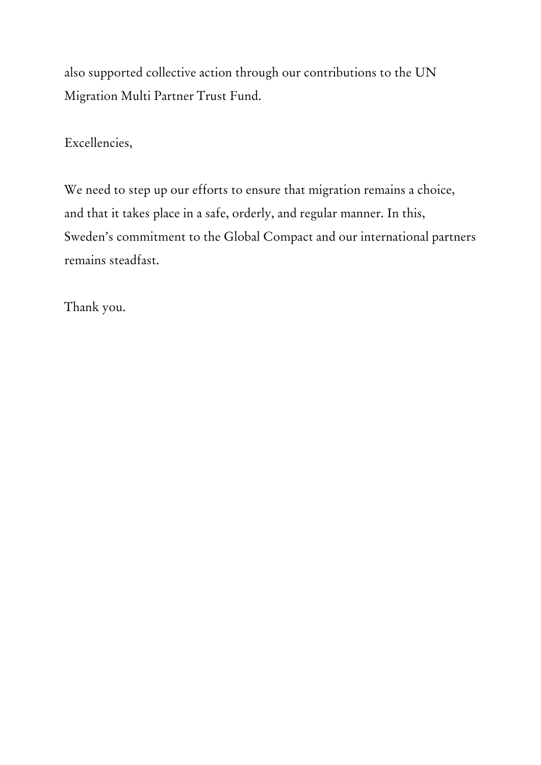also supported collective action through our contributions to the UN Migration Multi Partner Trust Fund.

Excellencies,

We need to step up our efforts to ensure that migration remains a choice, and that it takes place in a safe, orderly, and regular manner. In this, Sweden's commitment to the Global Compact and our international partners remains steadfast.

Thank you.